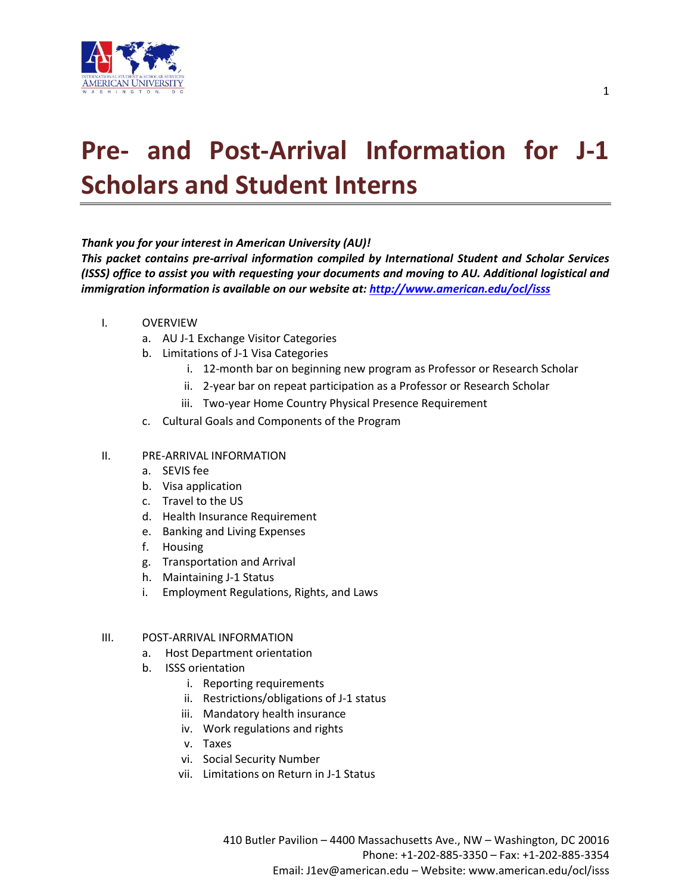# Pre- and Post-Arrival Information for J-1 Scholars and Student Interns

***Thank you for your interest in American University (AU)!***
***This packet contains pre-arrival information compiled by International Student and Scholar Services (ISSS) office to assist you with requesting your documents and moving to AU. Additional logistical and immigration information is available on our website at: [http://www.american.edu/ocl/isss](http://www.american.edu/ocl/isss)***

I. OVERVIEW
   - a. AU J-1 Exchange Visitor Categories
   - b. Limitations of J-1 Visa Categories
      - i. 12-month bar on beginning new program as Professor or Research Scholar
      - ii. 2-year bar on repeat participation as a Professor or Research Scholar
      - iii. Two-year Home Country Physical Presence Requirement
   - c. Cultural Goals and Components of the Program

II. PRE-ARRIVAL INFORMATION
   - a. SEVIS fee
   - b. Visa application
   - c. Travel to the US
   - d. Health Insurance Requirement
   - e. Banking and Living Expenses
   - f. Housing
   - g. Transportation and Arrival
   - h. Maintaining J-1 Status
   - i. Employment Regulations, Rights, and Laws

III. POST-ARRIVAL INFORMATION
   - a. Host Department orientation
   - b. ISSS orientation
      - i. Reporting requirements
      - ii. Restrictions/obligations of J-1 status
      - iii. Mandatory health insurance
      - iv. Work regulations and rights
      - v. Taxes
      - vi. Social Security Number
      - vii. Limitations on Return in J-1 Status

410 Butler Pavilion – 4400 Massachusetts Ave., NW – Washington, DC 20016
Phone: +1-202-885-3350 – Fax: +1-202-885-3354
Email: J1ev@american.edu – Website: www.american.edu/ocl/isss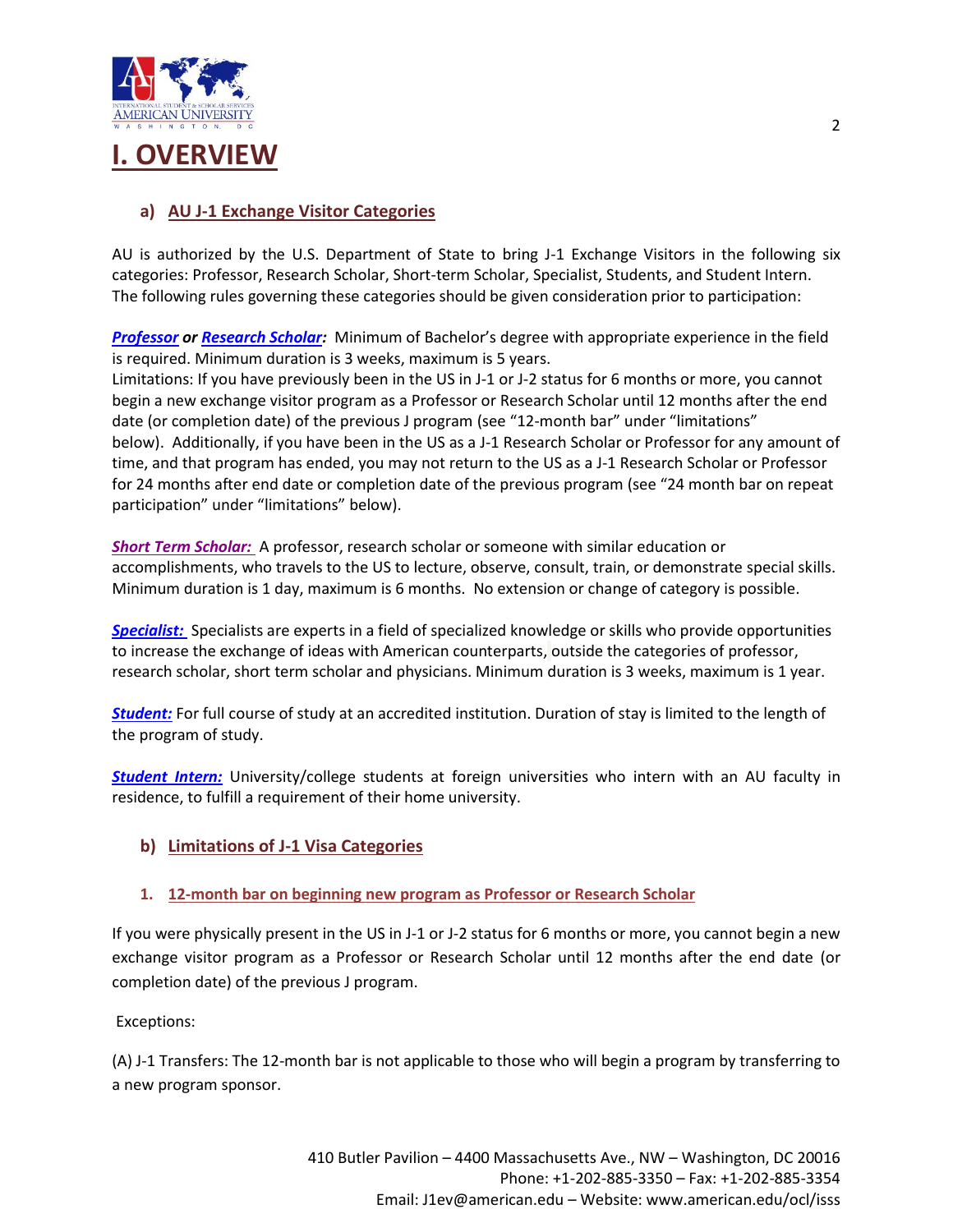# I. OVERVIEW

## a) AU J-1 Exchange Visitor Categories

AU is authorized by the U.S. Department of State to bring J-1 Exchange Visitors in the following six categories: Professor, Research Scholar, Short-term Scholar, Specialist, Students, and Student Intern. The following rules governing these categories should be given consideration prior to participation:

***Professor* or *Research Scholar*:** Minimum of Bachelor's degree with appropriate experience in the field is required. Minimum duration is 3 weeks, maximum is 5 years.
Limitations: If you have previously been in the US in J-1 or J-2 status for 6 months or more, you cannot begin a new exchange visitor program as a Professor or Research Scholar until 12 months after the end date (or completion date) of the previous J program (see "12-month bar" under "limitations" below). Additionally, if you have been in the US as a J-1 Research Scholar or Professor for any amount of time, and that program has ended, you may not return to the US as a J-1 Research Scholar or Professor for 24 months after end date or completion date of the previous program (see "24 month bar on repeat participation" under "limitations" below).

***Short Term Scholar:*** A professor, research scholar or someone with similar education or accomplishments, who travels to the US to lecture, observe, consult, train, or demonstrate special skills. Minimum duration is 1 day, maximum is 6 months. No extension or change of category is possible.

***Specialist:*** Specialists are experts in a field of specialized knowledge or skills who provide opportunities to increase the exchange of ideas with American counterparts, outside the categories of professor, research scholar, short term scholar and physicians. Minimum duration is 3 weeks, maximum is 1 year.

***Student:*** For full course of study at an accredited institution. Duration of stay is limited to the length of the program of study.

***Student Intern:*** University/college students at foreign universities who intern with an AU faculty in residence, to fulfill a requirement of their home university.

## b) Limitations of J-1 Visa Categories

### 1. 12-month bar on beginning new program as Professor or Research Scholar

If you were physically present in the US in J-1 or J-2 status for 6 months or more, you cannot begin a new exchange visitor program as a Professor or Research Scholar until 12 months after the end date (or completion date) of the previous J program.

Exceptions:

(A) J-1 Transfers: The 12-month bar is not applicable to those who will begin a program by transferring to a new program sponsor.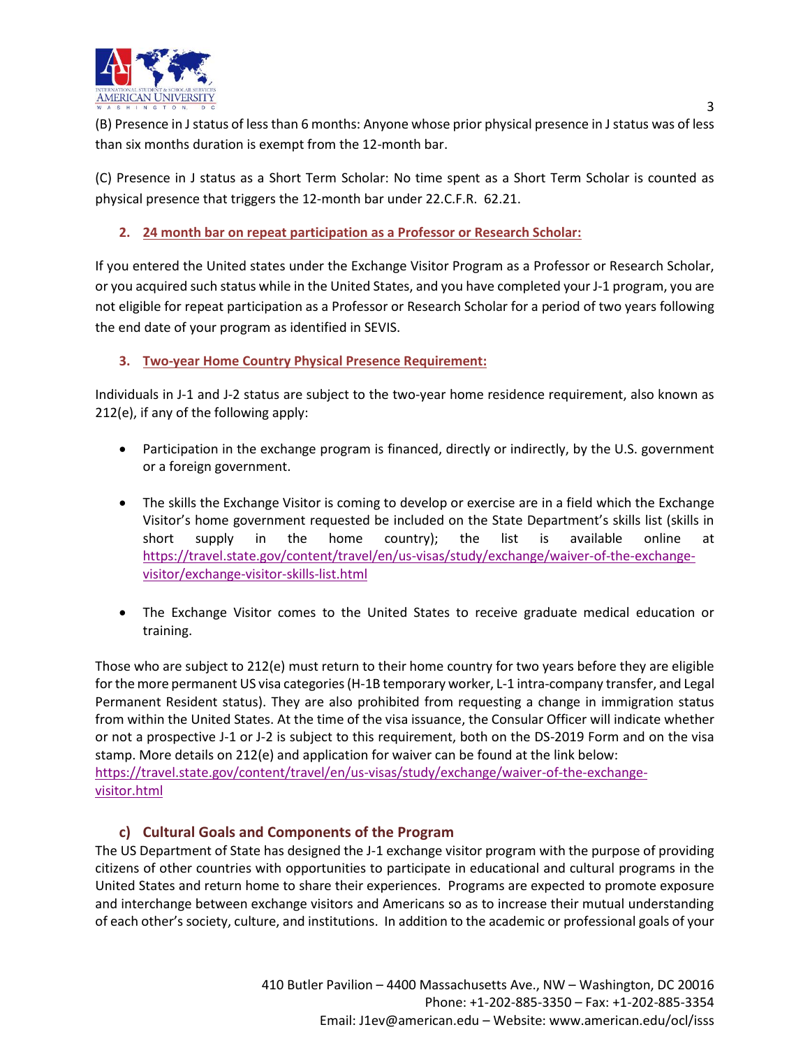(B) Presence in J status of less than 6 months: Anyone whose prior physical presence in J status was of less than six months duration is exempt from the 12-month bar.

(C) Presence in J status as a Short Term Scholar: No time spent as a Short Term Scholar is counted as physical presence that triggers the 12-month bar under 22.C.F.R. 62.21.

2. **24 month bar on repeat participation as a Professor or Research Scholar:**

If you entered the United states under the Exchange Visitor Program as a Professor or Research Scholar, or you acquired such status while in the United States, and you have completed your J-1 program, you are not eligible for repeat participation as a Professor or Research Scholar for a period of two years following the end date of your program as identified in SEVIS.

3. **Two-year Home Country Physical Presence Requirement:**

Individuals in J-1 and J-2 status are subject to the two-year home residence requirement, also known as 212(e), if any of the following apply:

- Participation in the exchange program is financed, directly or indirectly, by the U.S. government or a foreign government.
- The skills the Exchange Visitor is coming to develop or exercise are in a field which the Exchange Visitor's home government requested be included on the State Department's skills list (skills in short supply in the home country); the list is available online at https://travel.state.gov/content/travel/en/us-visas/study/exchange/waiver-of-the-exchange-visitor/exchange-visitor-skills-list.html
- The Exchange Visitor comes to the United States to receive graduate medical education or training.

Those who are subject to 212(e) must return to their home country for two years before they are eligible for the more permanent US visa categories (H-1B temporary worker, L-1 intra-company transfer, and Legal Permanent Resident status). They are also prohibited from requesting a change in immigration status from within the United States. At the time of the visa issuance, the Consular Officer will indicate whether or not a prospective J-1 or J-2 is subject to this requirement, both on the DS-2019 Form and on the visa stamp. More details on 212(e) and application for waiver can be found at the link below:
https://travel.state.gov/content/travel/en/us-visas/study/exchange/waiver-of-the-exchange-visitor.html

### c) Cultural Goals and Components of the Program

The US Department of State has designed the J-1 exchange visitor program with the purpose of providing citizens of other countries with opportunities to participate in educational and cultural programs in the United States and return home to share their experiences. Programs are expected to promote exposure and interchange between exchange visitors and Americans so as to increase their mutual understanding of each other's society, culture, and institutions. In addition to the academic or professional goals of your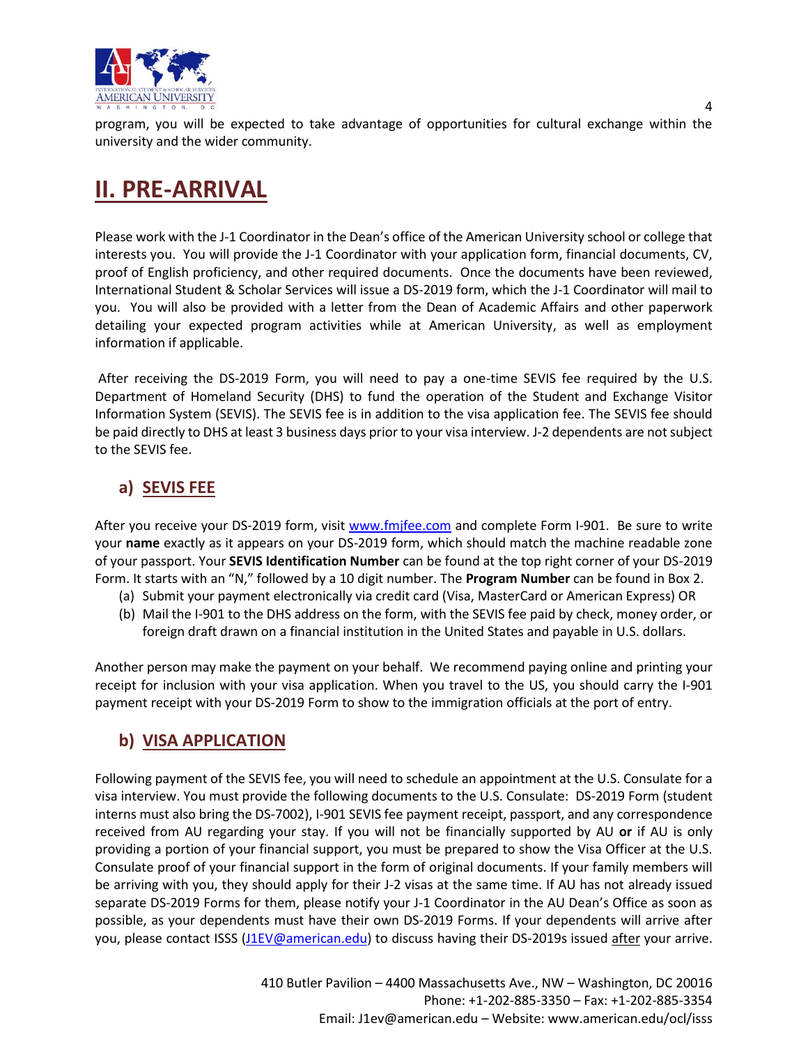program, you will be expected to take advantage of opportunities for cultural exchange within the university and the wider community.

# II. PRE-ARRIVAL

Please work with the J-1 Coordinator in the Dean's office of the American University school or college that interests you. You will provide the J-1 Coordinator with your application form, financial documents, CV, proof of English proficiency, and other required documents. Once the documents have been reviewed, International Student & Scholar Services will issue a DS-2019 form, which the J-1 Coordinator will mail to you. You will also be provided with a letter from the Dean of Academic Affairs and other paperwork detailing your expected program activities while at American University, as well as employment information if applicable.

After receiving the DS-2019 Form, you will need to pay a one-time SEVIS fee required by the U.S. Department of Homeland Security (DHS) to fund the operation of the Student and Exchange Visitor Information System (SEVIS). The SEVIS fee is in addition to the visa application fee. The SEVIS fee should be paid directly to DHS at least 3 business days prior to your visa interview. J-2 dependents are not subject to the SEVIS fee.

## a) SEVIS FEE

After you receive your DS-2019 form, visit www.fmjfee.com and complete Form I-901. Be sure to write your **name** exactly as it appears on your DS-2019 form, which should match the machine readable zone of your passport. Your **SEVIS Identification Number** can be found at the top right corner of your DS-2019 Form. It starts with an "N," followed by a 10 digit number. The **Program Number** can be found in Box 2.

(a) Submit your payment electronically via credit card (Visa, MasterCard or American Express) OR
(b) Mail the I-901 to the DHS address on the form, with the SEVIS fee paid by check, money order, or foreign draft drawn on a financial institution in the United States and payable in U.S. dollars.

Another person may make the payment on your behalf. We recommend paying online and printing your receipt for inclusion with your visa application. When you travel to the US, you should carry the I-901 payment receipt with your DS-2019 Form to show to the immigration officials at the port of entry.

## b) VISA APPLICATION

Following payment of the SEVIS fee, you will need to schedule an appointment at the U.S. Consulate for a visa interview. You must provide the following documents to the U.S. Consulate: DS-2019 Form (student interns must also bring the DS-7002), I-901 SEVIS fee payment receipt, passport, and any correspondence received from AU regarding your stay. If you will not be financially supported by AU **or** if AU is only providing a portion of your financial support, you must be prepared to show the Visa Officer at the U.S. Consulate proof of your financial support in the form of original documents. If your family members will be arriving with you, they should apply for their J-2 visas at the same time. If AU has not already issued separate DS-2019 Forms for them, please notify your J-1 Coordinator in the AU Dean's Office as soon as possible, as your dependents must have their own DS-2019 Forms. If your dependents will arrive after you, please contact ISSS (J1EV@american.edu) to discuss having their DS-2019s issued after your arrive.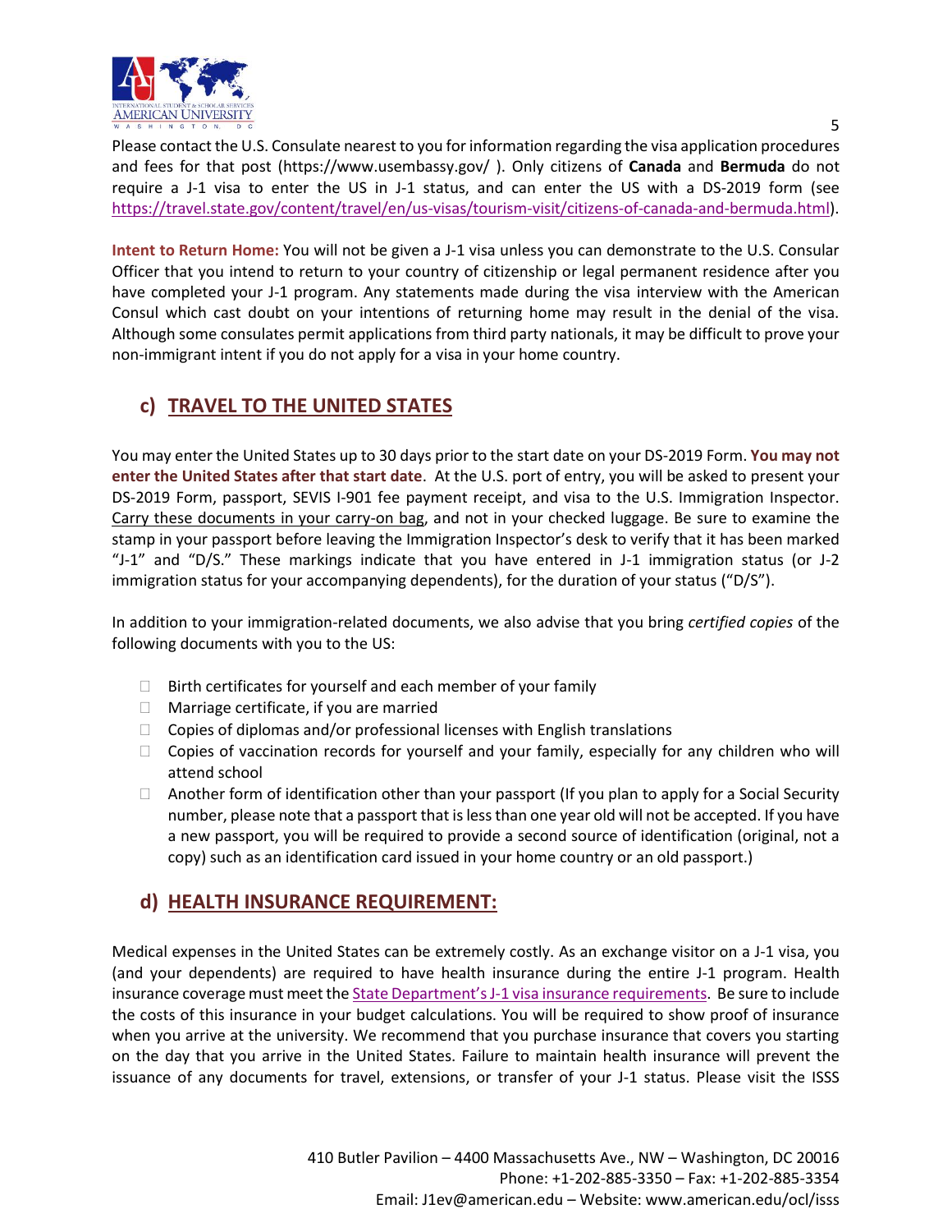Please contact the U.S. Consulate nearest to you for information regarding the visa application procedures and fees for that post (https://www.usembassy.gov/ ). Only citizens of **Canada** and **Bermuda** do not require a J-1 visa to enter the US in J-1 status, and can enter the US with a DS-2019 form (see https://travel.state.gov/content/travel/en/us-visas/tourism-visit/citizens-of-canada-and-bermuda.html).

**Intent to Return Home:** You will not be given a J-1 visa unless you can demonstrate to the U.S. Consular Officer that you intend to return to your country of citizenship or legal permanent residence after you have completed your J-1 program. Any statements made during the visa interview with the American Consul which cast doubt on your intentions of returning home may result in the denial of the visa. Although some consulates permit applications from third party nationals, it may be difficult to prove your non-immigrant intent if you do not apply for a visa in your home country.

## c) TRAVEL TO THE UNITED STATES

You may enter the United States up to 30 days prior to the start date on your DS-2019 Form. **You may not enter the United States after that start date**. At the U.S. port of entry, you will be asked to present your DS-2019 Form, passport, SEVIS I-901 fee payment receipt, and visa to the U.S. Immigration Inspector. Carry these documents in your carry-on bag, and not in your checked luggage. Be sure to examine the stamp in your passport before leaving the Immigration Inspector's desk to verify that it has been marked "J-1" and "D/S." These markings indicate that you have entered in J-1 immigration status (or J-2 immigration status for your accompanying dependents), for the duration of your status ("D/S").

In addition to your immigration-related documents, we also advise that you bring *certified copies* of the following documents with you to the US:

- Birth certificates for yourself and each member of your family
- Marriage certificate, if you are married
- Copies of diplomas and/or professional licenses with English translations
- Copies of vaccination records for yourself and your family, especially for any children who will attend school
- Another form of identification other than your passport (If you plan to apply for a Social Security number, please note that a passport that is less than one year old will not be accepted. If you have a new passport, you will be required to provide a second source of identification (original, not a copy) such as an identification card issued in your home country or an old passport.)

## d) HEALTH INSURANCE REQUIREMENT:

Medical expenses in the United States can be extremely costly. As an exchange visitor on a J-1 visa, you (and your dependents) are required to have health insurance during the entire J-1 program. Health insurance coverage must meet the State Department's J-1 visa insurance requirements. Be sure to include the costs of this insurance in your budget calculations. You will be required to show proof of insurance when you arrive at the university. We recommend that you purchase insurance that covers you starting on the day that you arrive in the United States. Failure to maintain health insurance will prevent the issuance of any documents for travel, extensions, or transfer of your J-1 status. Please visit the ISSS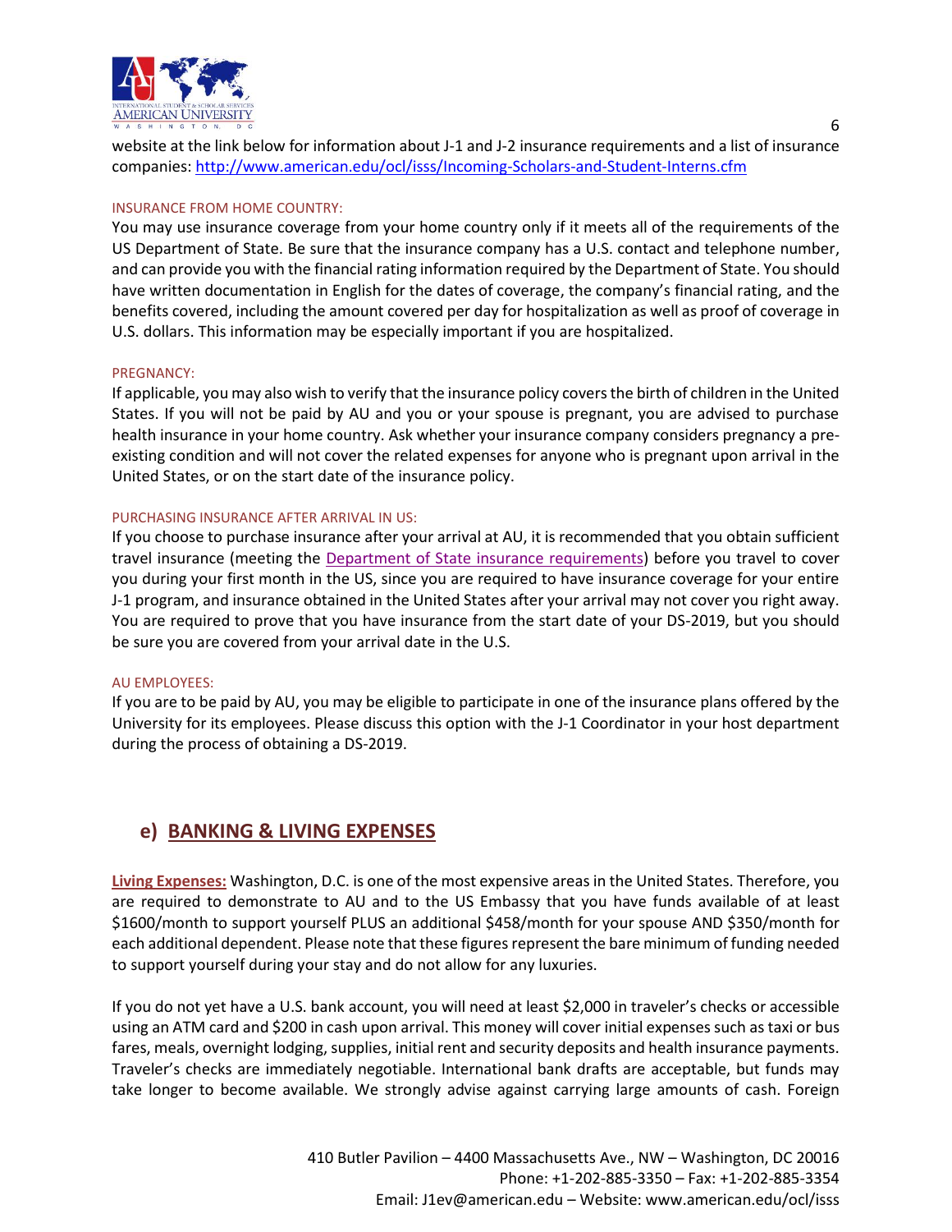website at the link below for information about J-1 and J-2 insurance requirements and a list of insurance companies: [http://www.american.edu/ocl/isss/Incoming-Scholars-and-Student-Interns.cfm](http://www.american.edu/ocl/isss/Incoming-Scholars-and-Student-Interns.cfm)

INSURANCE FROM HOME COUNTRY:

You may use insurance coverage from your home country only if it meets all of the requirements of the US Department of State. Be sure that the insurance company has a U.S. contact and telephone number, and can provide you with the financial rating information required by the Department of State. You should have written documentation in English for the dates of coverage, the company's financial rating, and the benefits covered, including the amount covered per day for hospitalization as well as proof of coverage in U.S. dollars. This information may be especially important if you are hospitalized.

PREGNANCY:

If applicable, you may also wish to verify that the insurance policy covers the birth of children in the United States. If you will not be paid by AU and you or your spouse is pregnant, you are advised to purchase health insurance in your home country. Ask whether your insurance company considers pregnancy a pre-existing condition and will not cover the related expenses for anyone who is pregnant upon arrival in the United States, or on the start date of the insurance policy.

PURCHASING INSURANCE AFTER ARRIVAL IN US:

If you choose to purchase insurance after your arrival at AU, it is recommended that you obtain sufficient travel insurance (meeting the Department of State insurance requirements) before you travel to cover you during your first month in the US, since you are required to have insurance coverage for your entire J-1 program, and insurance obtained in the United States after your arrival may not cover you right away. You are required to prove that you have insurance from the start date of your DS-2019, but you should be sure you are covered from your arrival date in the U.S.

AU EMPLOYEES:

If you are to be paid by AU, you may be eligible to participate in one of the insurance plans offered by the University for its employees. Please discuss this option with the J-1 Coordinator in your host department during the process of obtaining a DS-2019.

## e) BANKING & LIVING EXPENSES

**Living Expenses:** Washington, D.C. is one of the most expensive areas in the United States. Therefore, you are required to demonstrate to AU and to the US Embassy that you have funds available of at least $1600/month to support yourself PLUS an additional $458/month for your spouse AND $350/month for each additional dependent. Please note that these figures represent the bare minimum of funding needed to support yourself during your stay and do not allow for any luxuries.

If you do not yet have a U.S. bank account, you will need at least $2,000 in traveler's checks or accessible using an ATM card and $200 in cash upon arrival. This money will cover initial expenses such as taxi or bus fares, meals, overnight lodging, supplies, initial rent and security deposits and health insurance payments. Traveler's checks are immediately negotiable. International bank drafts are acceptable, but funds may take longer to become available. We strongly advise against carrying large amounts of cash. Foreign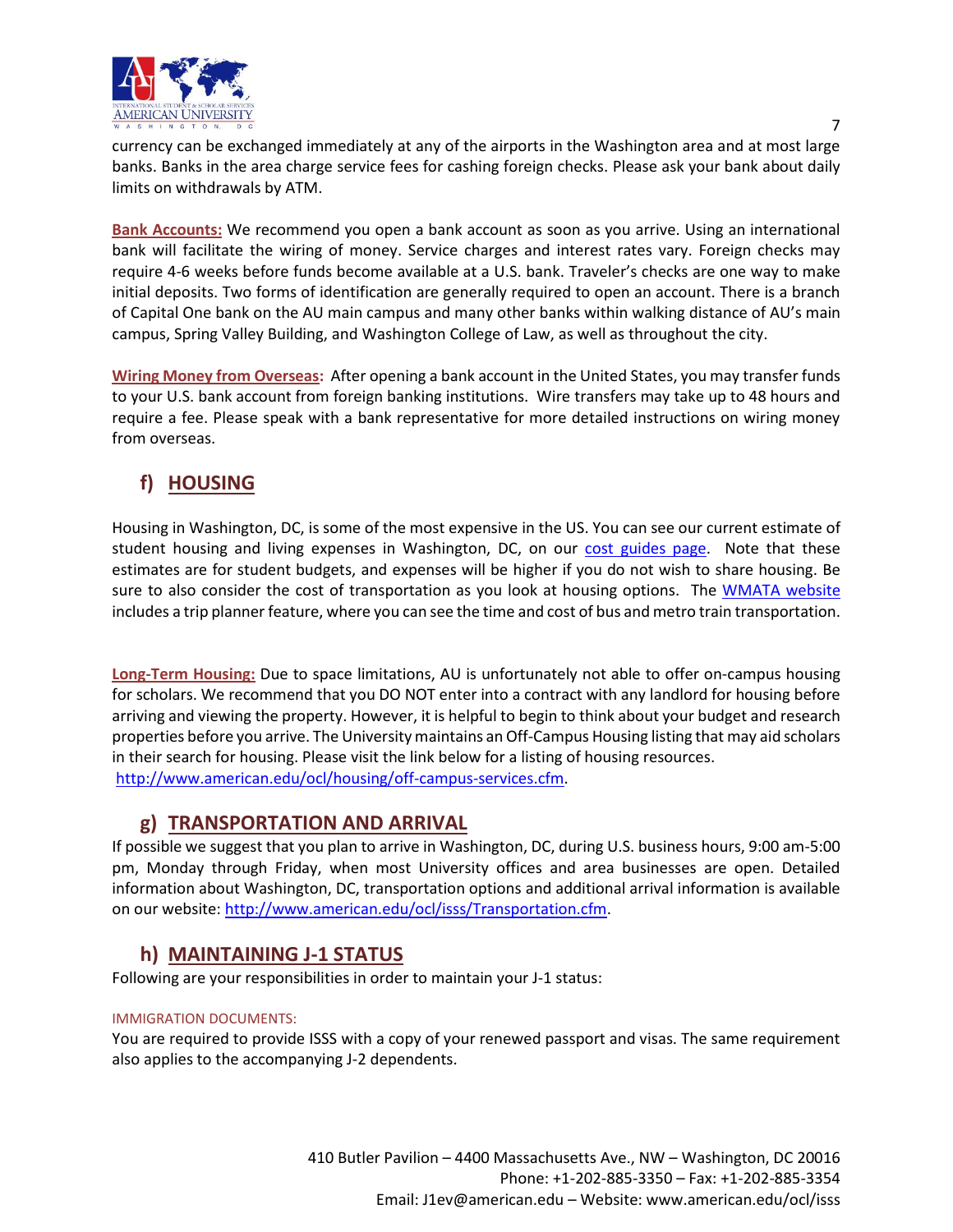currency can be exchanged immediately at any of the airports in the Washington area and at most large banks. Banks in the area charge service fees for cashing foreign checks. Please ask your bank about daily limits on withdrawals by ATM.

**Bank Accounts:** We recommend you open a bank account as soon as you arrive. Using an international bank will facilitate the wiring of money. Service charges and interest rates vary. Foreign checks may require 4-6 weeks before funds become available at a U.S. bank. Traveler's checks are one way to make initial deposits. Two forms of identification are generally required to open an account. There is a branch of Capital One bank on the AU main campus and many other banks within walking distance of AU's main campus, Spring Valley Building, and Washington College of Law, as well as throughout the city.

**Wiring Money from Overseas:** After opening a bank account in the United States, you may transfer funds to your U.S. bank account from foreign banking institutions. Wire transfers may take up to 48 hours and require a fee. Please speak with a bank representative for more detailed instructions on wiring money from overseas.

## f) HOUSING

Housing in Washington, DC, is some of the most expensive in the US. You can see our current estimate of student housing and living expenses in Washington, DC, on our cost guides page. Note that these estimates are for student budgets, and expenses will be higher if you do not wish to share housing. Be sure to also consider the cost of transportation as you look at housing options. The WMATA website includes a trip planner feature, where you can see the time and cost of bus and metro train transportation.

**Long-Term Housing:** Due to space limitations, AU is unfortunately not able to offer on-campus housing for scholars. We recommend that you DO NOT enter into a contract with any landlord for housing before arriving and viewing the property. However, it is helpful to begin to think about your budget and research properties before you arrive. The University maintains an Off-Campus Housing listing that may aid scholars in their search for housing. Please visit the link below for a listing of housing resources.
http://www.american.edu/ocl/housing/off-campus-services.cfm.

## g) TRANSPORTATION AND ARRIVAL

If possible we suggest that you plan to arrive in Washington, DC, during U.S. business hours, 9:00 am-5:00 pm, Monday through Friday, when most University offices and area businesses are open. Detailed information about Washington, DC, transportation options and additional arrival information is available on our website: http://www.american.edu/ocl/isss/Transportation.cfm.

## h) MAINTAINING J-1 STATUS

Following are your responsibilities in order to maintain your J-1 status:

IMMIGRATION DOCUMENTS:

You are required to provide ISSS with a copy of your renewed passport and visas. The same requirement also applies to the accompanying J-2 dependents.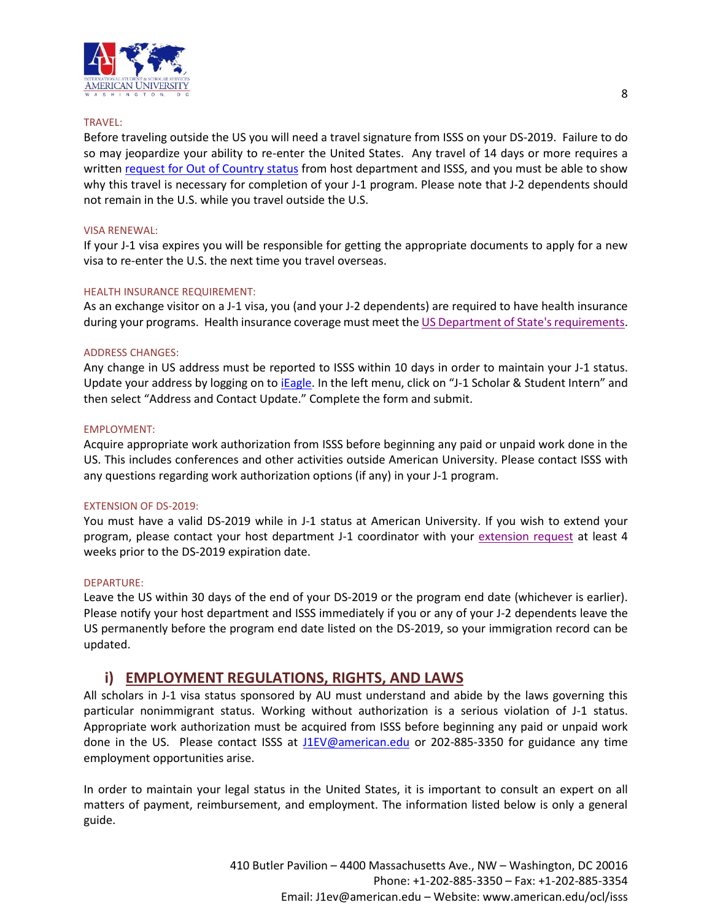TRAVEL:

Before traveling outside the US you will need a travel signature from ISSS on your DS-2019. Failure to do so may jeopardize your ability to re-enter the United States. Any travel of 14 days or more requires a written request for Out of Country status from host department and ISSS, and you must be able to show why this travel is necessary for completion of your J-1 program. Please note that J-2 dependents should not remain in the U.S. while you travel outside the U.S.

VISA RENEWAL:

If your J-1 visa expires you will be responsible for getting the appropriate documents to apply for a new visa to re-enter the U.S. the next time you travel overseas.

HEALTH INSURANCE REQUIREMENT:

As an exchange visitor on a J-1 visa, you (and your J-2 dependents) are required to have health insurance during your programs. Health insurance coverage must meet the US Department of State's requirements.

ADDRESS CHANGES:

Any change in US address must be reported to ISSS within 10 days in order to maintain your J-1 status. Update your address by logging on to iEagle. In the left menu, click on "J-1 Scholar & Student Intern" and then select "Address and Contact Update." Complete the form and submit.

EMPLOYMENT:

Acquire appropriate work authorization from ISSS before beginning any paid or unpaid work done in the US. This includes conferences and other activities outside American University. Please contact ISSS with any questions regarding work authorization options (if any) in your J-1 program.

EXTENSION OF DS-2019:

You must have a valid DS-2019 while in J-1 status at American University. If you wish to extend your program, please contact your host department J-1 coordinator with your extension request at least 4 weeks prior to the DS-2019 expiration date.

DEPARTURE:

Leave the US within 30 days of the end of your DS-2019 or the program end date (whichever is earlier). Please notify your host department and ISSS immediately if you or any of your J-2 dependents leave the US permanently before the program end date listed on the DS-2019, so your immigration record can be updated.

## i) EMPLOYMENT REGULATIONS, RIGHTS, AND LAWS

All scholars in J-1 visa status sponsored by AU must understand and abide by the laws governing this particular nonimmigrant status. Working without authorization is a serious violation of J-1 status. Appropriate work authorization must be acquired from ISSS before beginning any paid or unpaid work done in the US. Please contact ISSS at J1EV@american.edu or 202-885-3350 for guidance any time employment opportunities arise.

In order to maintain your legal status in the United States, it is important to consult an expert on all matters of payment, reimbursement, and employment. The information listed below is only a general guide.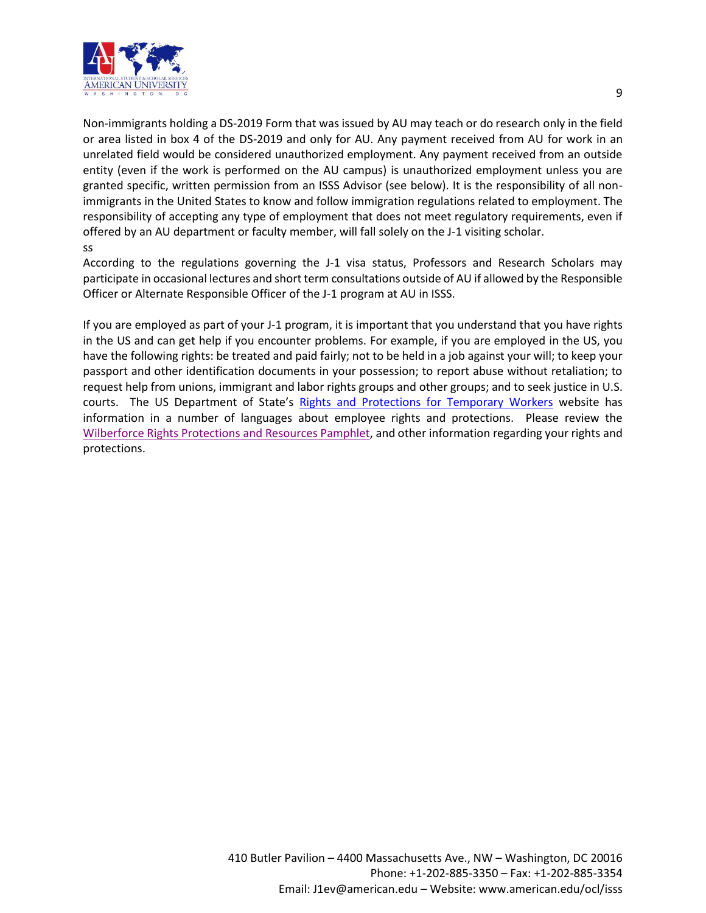Non-immigrants holding a DS-2019 Form that was issued by AU may teach or do research only in the field or area listed in box 4 of the DS-2019 and only for AU. Any payment received from AU for work in an unrelated field would be considered unauthorized employment. Any payment received from an outside entity (even if the work is performed on the AU campus) is unauthorized employment unless you are granted specific, written permission from an ISSS Advisor (see below). It is the responsibility of all non-immigrants in the United States to know and follow immigration regulations related to employment. The responsibility of accepting any type of employment that does not meet regulatory requirements, even if offered by an AU department or faculty member, will fall solely on the J-1 visiting scholar.
ss

According to the regulations governing the J-1 visa status, Professors and Research Scholars may participate in occasional lectures and short term consultations outside of AU if allowed by the Responsible Officer or Alternate Responsible Officer of the J-1 program at AU in ISSS.

If you are employed as part of your J-1 program, it is important that you understand that you have rights in the US and can get help if you encounter problems. For example, if you are employed in the US, you have the following rights: be treated and paid fairly; not to be held in a job against your will; to keep your passport and other identification documents in your possession; to report abuse without retaliation; to request help from unions, immigrant and labor rights groups and other groups; and to seek justice in U.S. courts. The US Department of State's Rights and Protections for Temporary Workers website has information in a number of languages about employee rights and protections. Please review the Wilberforce Rights Protections and Resources Pamphlet, and other information regarding your rights and protections.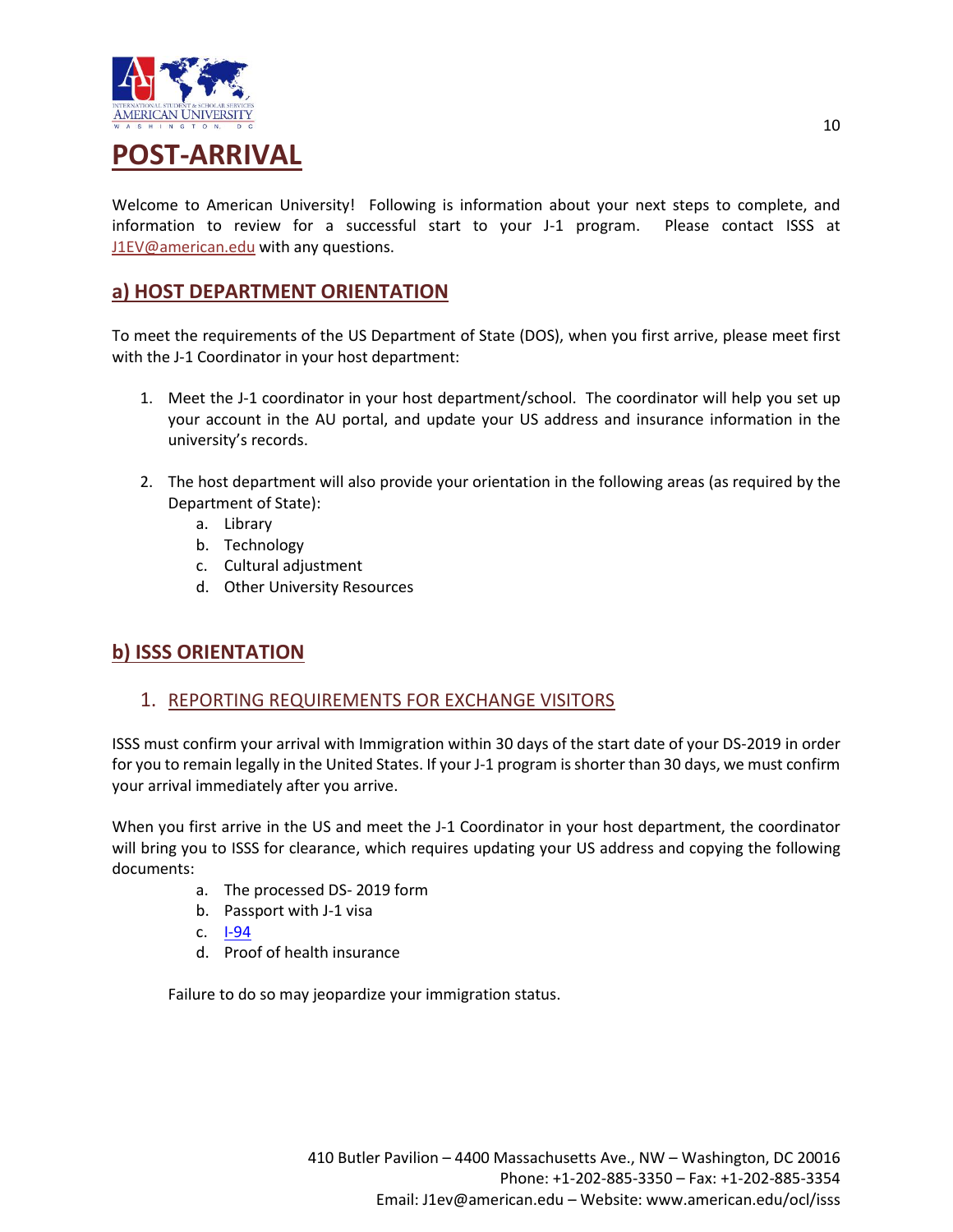# POST-ARRIVAL

Welcome to American University! Following is information about your next steps to complete, and information to review for a successful start to your J-1 program. Please contact ISSS at J1EV@american.edu with any questions.

## a) HOST DEPARTMENT ORIENTATION

To meet the requirements of the US Department of State (DOS), when you first arrive, please meet first with the J-1 Coordinator in your host department:

1. Meet the J-1 coordinator in your host department/school. The coordinator will help you set up your account in the AU portal, and update your US address and insurance information in the university's records.

2. The host department will also provide your orientation in the following areas (as required by the Department of State):
   a. Library
   b. Technology
   c. Cultural adjustment
   d. Other University Resources

## b) ISSS ORIENTATION

### 1. REPORTING REQUIREMENTS FOR EXCHANGE VISITORS

ISSS must confirm your arrival with Immigration within 30 days of the start date of your DS-2019 in order for you to remain legally in the United States. If your J-1 program is shorter than 30 days, we must confirm your arrival immediately after you arrive.

When you first arrive in the US and meet the J-1 Coordinator in your host department, the coordinator will bring you to ISSS for clearance, which requires updating your US address and copying the following documents:

a. The processed DS- 2019 form
b. Passport with J-1 visa
c. I-94
d. Proof of health insurance

Failure to do so may jeopardize your immigration status.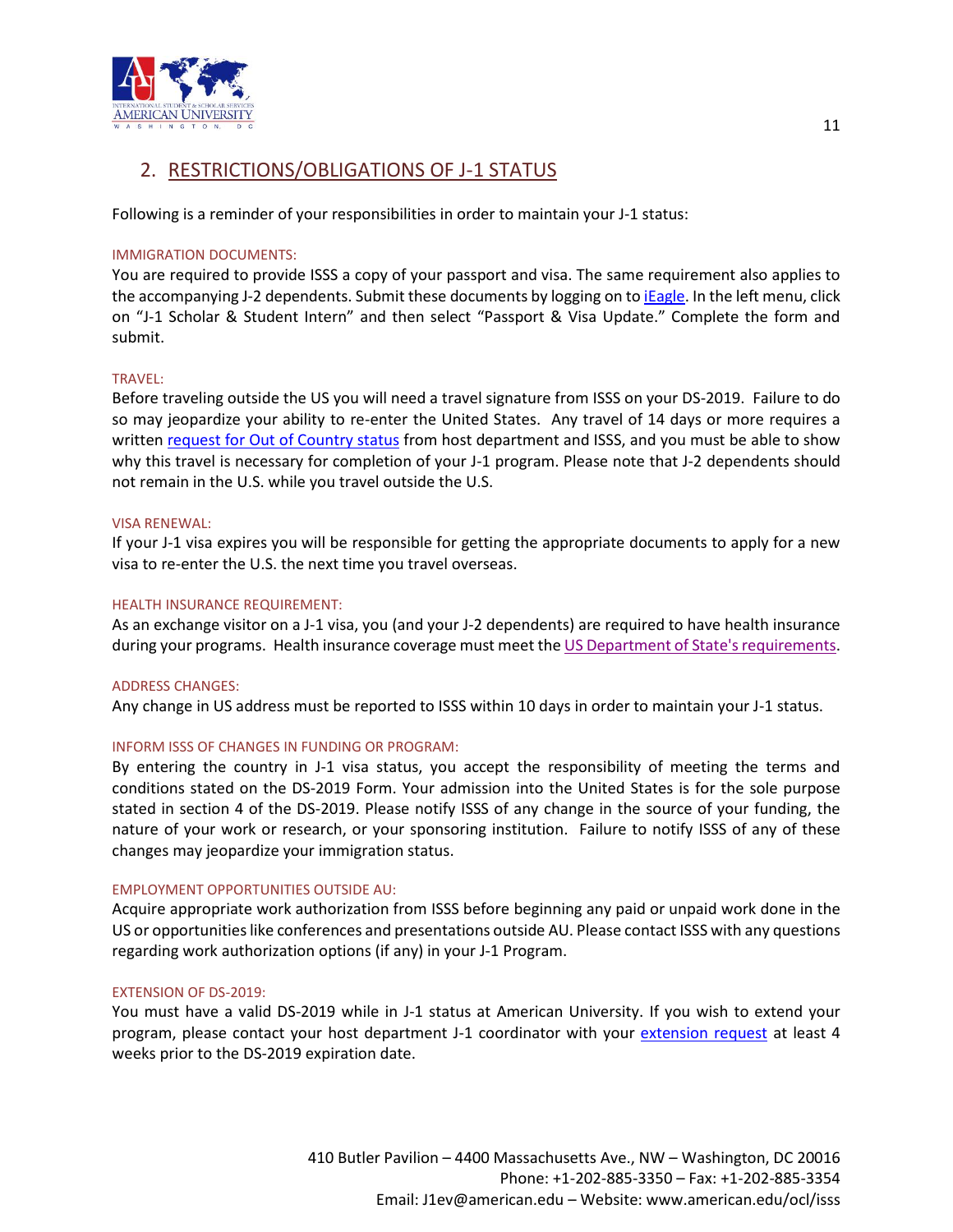## 2. RESTRICTIONS/OBLIGATIONS OF J-1 STATUS

Following is a reminder of your responsibilities in order to maintain your J-1 status:

### IMMIGRATION DOCUMENTS:

You are required to provide ISSS a copy of your passport and visa. The same requirement also applies to the accompanying J-2 dependents. Submit these documents by logging on to iEagle. In the left menu, click on "J-1 Scholar & Student Intern" and then select "Passport & Visa Update." Complete the form and submit.

### TRAVEL:

Before traveling outside the US you will need a travel signature from ISSS on your DS-2019. Failure to do so may jeopardize your ability to re-enter the United States. Any travel of 14 days or more requires a written request for Out of Country status from host department and ISSS, and you must be able to show why this travel is necessary for completion of your J-1 program. Please note that J-2 dependents should not remain in the U.S. while you travel outside the U.S.

### VISA RENEWAL:

If your J-1 visa expires you will be responsible for getting the appropriate documents to apply for a new visa to re-enter the U.S. the next time you travel overseas.

### HEALTH INSURANCE REQUIREMENT:

As an exchange visitor on a J-1 visa, you (and your J-2 dependents) are required to have health insurance during your programs. Health insurance coverage must meet the US Department of State's requirements.

### ADDRESS CHANGES:

Any change in US address must be reported to ISSS within 10 days in order to maintain your J-1 status.

### INFORM ISSS OF CHANGES IN FUNDING OR PROGRAM:

By entering the country in J-1 visa status, you accept the responsibility of meeting the terms and conditions stated on the DS-2019 Form. Your admission into the United States is for the sole purpose stated in section 4 of the DS-2019. Please notify ISSS of any change in the source of your funding, the nature of your work or research, or your sponsoring institution. Failure to notify ISSS of any of these changes may jeopardize your immigration status.

### EMPLOYMENT OPPORTUNITIES OUTSIDE AU:

Acquire appropriate work authorization from ISSS before beginning any paid or unpaid work done in the US or opportunities like conferences and presentations outside AU. Please contact ISSS with any questions regarding work authorization options (if any) in your J-1 Program.

### EXTENSION OF DS-2019:

You must have a valid DS-2019 while in J-1 status at American University. If you wish to extend your program, please contact your host department J-1 coordinator with your extension request at least 4 weeks prior to the DS-2019 expiration date.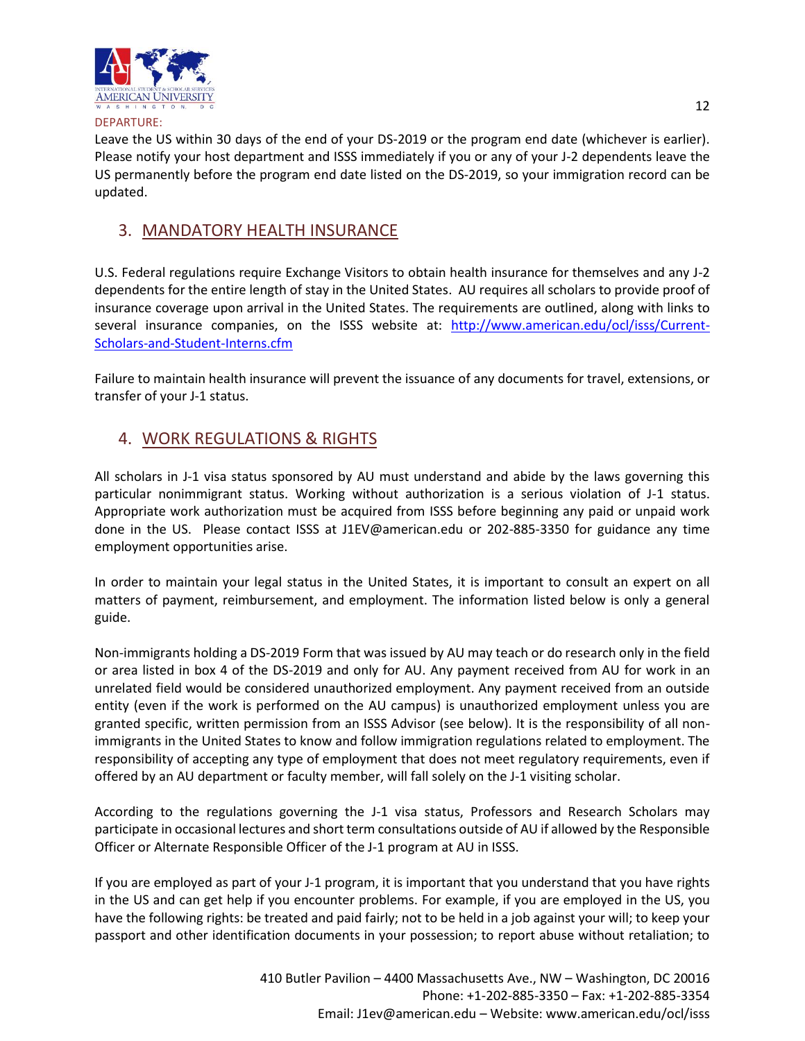DEPARTURE:

Leave the US within 30 days of the end of your DS-2019 or the program end date (whichever is earlier). Please notify your host department and ISSS immediately if you or any of your J-2 dependents leave the US permanently before the program end date listed on the DS-2019, so your immigration record can be updated.

## 3. MANDATORY HEALTH INSURANCE

U.S. Federal regulations require Exchange Visitors to obtain health insurance for themselves and any J-2 dependents for the entire length of stay in the United States. AU requires all scholars to provide proof of insurance coverage upon arrival in the United States. The requirements are outlined, along with links to several insurance companies, on the ISSS website at: [http://www.american.edu/ocl/isss/Current-Scholars-and-Student-Interns.cfm](http://www.american.edu/ocl/isss/Current-Scholars-and-Student-Interns.cfm)

Failure to maintain health insurance will prevent the issuance of any documents for travel, extensions, or transfer of your J-1 status.

## 4. WORK REGULATIONS & RIGHTS

All scholars in J-1 visa status sponsored by AU must understand and abide by the laws governing this particular nonimmigrant status. Working without authorization is a serious violation of J-1 status. Appropriate work authorization must be acquired from ISSS before beginning any paid or unpaid work done in the US. Please contact ISSS at J1EV@american.edu or 202-885-3350 for guidance any time employment opportunities arise.

In order to maintain your legal status in the United States, it is important to consult an expert on all matters of payment, reimbursement, and employment. The information listed below is only a general guide.

Non-immigrants holding a DS-2019 Form that was issued by AU may teach or do research only in the field or area listed in box 4 of the DS-2019 and only for AU. Any payment received from AU for work in an unrelated field would be considered unauthorized employment. Any payment received from an outside entity (even if the work is performed on the AU campus) is unauthorized employment unless you are granted specific, written permission from an ISSS Advisor (see below). It is the responsibility of all non-immigrants in the United States to know and follow immigration regulations related to employment. The responsibility of accepting any type of employment that does not meet regulatory requirements, even if offered by an AU department or faculty member, will fall solely on the J-1 visiting scholar.

According to the regulations governing the J-1 visa status, Professors and Research Scholars may participate in occasional lectures and short term consultations outside of AU if allowed by the Responsible Officer or Alternate Responsible Officer of the J-1 program at AU in ISSS.

If you are employed as part of your J-1 program, it is important that you understand that you have rights in the US and can get help if you encounter problems. For example, if you are employed in the US, you have the following rights: be treated and paid fairly; not to be held in a job against your will; to keep your passport and other identification documents in your possession; to report abuse without retaliation; to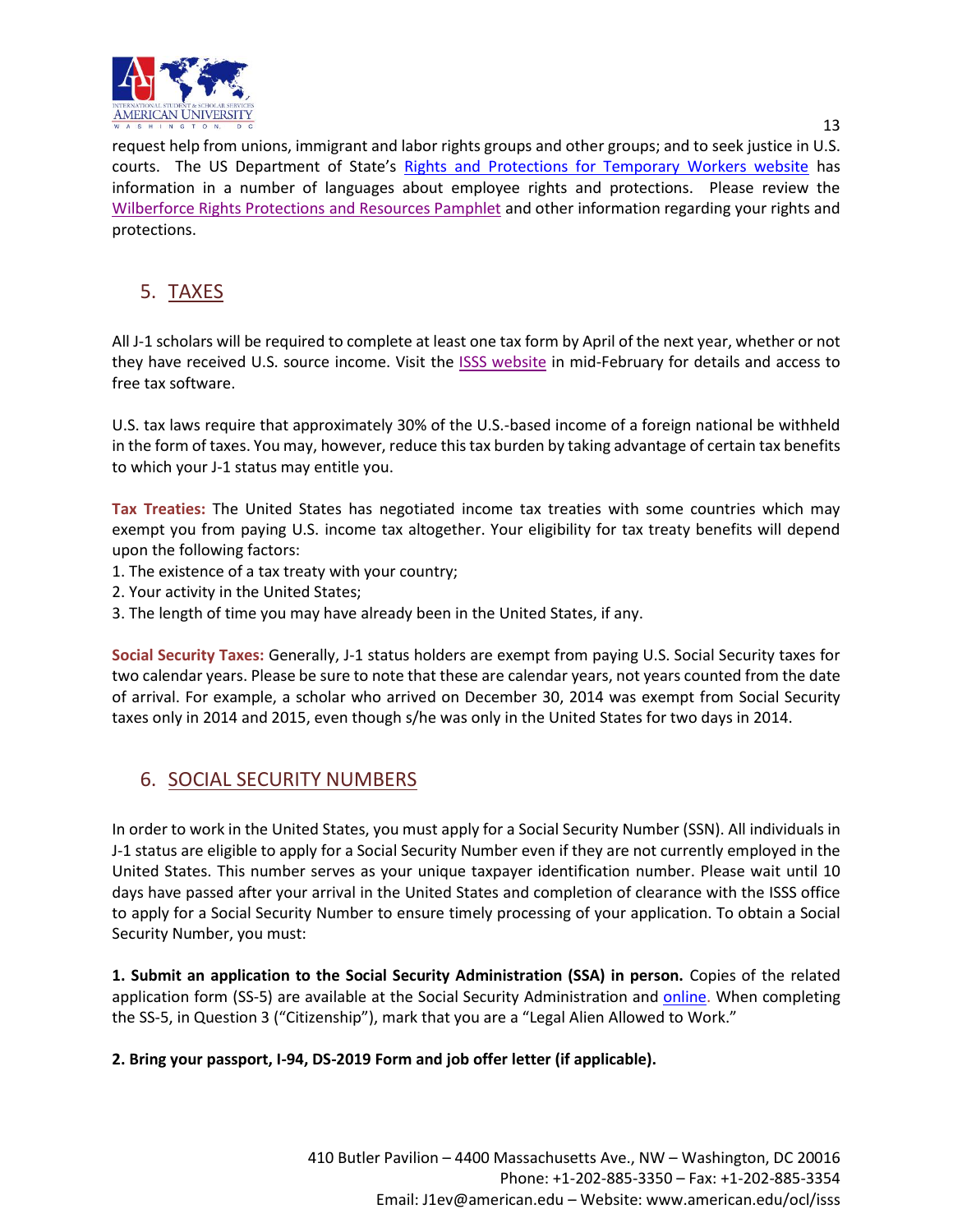request help from unions, immigrant and labor rights groups and other groups; and to seek justice in U.S. courts. The US Department of State's Rights and Protections for Temporary Workers website has information in a number of languages about employee rights and protections. Please review the Wilberforce Rights Protections and Resources Pamphlet and other information regarding your rights and protections.

## 5. TAXES

All J-1 scholars will be required to complete at least one tax form by April of the next year, whether or not they have received U.S. source income. Visit the ISSS website in mid-February for details and access to free tax software.

U.S. tax laws require that approximately 30% of the U.S.-based income of a foreign national be withheld in the form of taxes. You may, however, reduce this tax burden by taking advantage of certain tax benefits to which your J-1 status may entitle you.

**Tax Treaties:** The United States has negotiated income tax treaties with some countries which may exempt you from paying U.S. income tax altogether. Your eligibility for tax treaty benefits will depend upon the following factors:

1. The existence of a tax treaty with your country;
2. Your activity in the United States;
3. The length of time you may have already been in the United States, if any.

**Social Security Taxes:** Generally, J-1 status holders are exempt from paying U.S. Social Security taxes for two calendar years. Please be sure to note that these are calendar years, not years counted from the date of arrival. For example, a scholar who arrived on December 30, 2014 was exempt from Social Security taxes only in 2014 and 2015, even though s/he was only in the United States for two days in 2014.

## 6. SOCIAL SECURITY NUMBERS

In order to work in the United States, you must apply for a Social Security Number (SSN). All individuals in J-1 status are eligible to apply for a Social Security Number even if they are not currently employed in the United States. This number serves as your unique taxpayer identification number. Please wait until 10 days have passed after your arrival in the United States and completion of clearance with the ISSS office to apply for a Social Security Number to ensure timely processing of your application. To obtain a Social Security Number, you must:

**1. Submit an application to the Social Security Administration (SSA) in person.** Copies of the related application form (SS-5) are available at the Social Security Administration and online. When completing the SS-5, in Question 3 ("Citizenship"), mark that you are a "Legal Alien Allowed to Work."

**2. Bring your passport, I-94, DS-2019 Form and job offer letter (if applicable).**

410 Butler Pavilion – 4400 Massachusetts Ave., NW – Washington, DC 20016
Phone: +1-202-885-3350 – Fax: +1-202-885-3354
Email: J1ev@american.edu – Website: www.american.edu/ocl/isss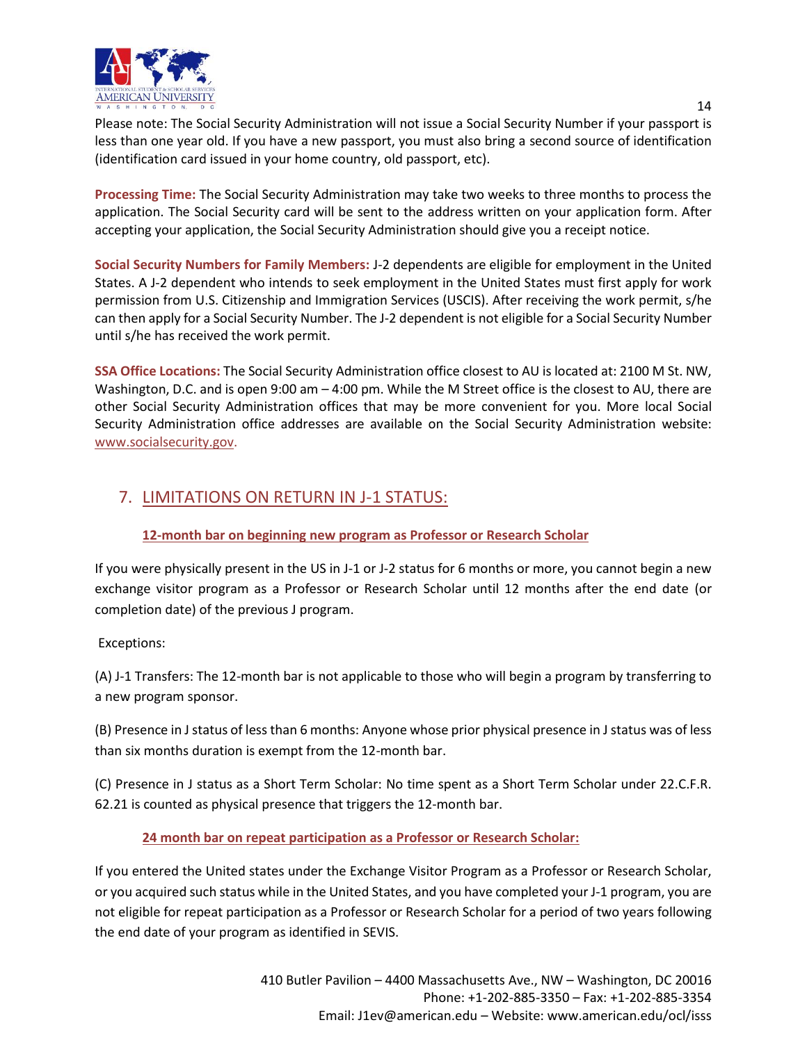Please note: The Social Security Administration will not issue a Social Security Number if your passport is less than one year old. If you have a new passport, you must also bring a second source of identification (identification card issued in your home country, old passport, etc).

**Processing Time:** The Social Security Administration may take two weeks to three months to process the application. The Social Security card will be sent to the address written on your application form. After accepting your application, the Social Security Administration should give you a receipt notice.

**Social Security Numbers for Family Members:** J-2 dependents are eligible for employment in the United States. A J-2 dependent who intends to seek employment in the United States must first apply for work permission from U.S. Citizenship and Immigration Services (USCIS). After receiving the work permit, s/he can then apply for a Social Security Number. The J-2 dependent is not eligible for a Social Security Number until s/he has received the work permit.

**SSA Office Locations:** The Social Security Administration office closest to AU is located at: 2100 M St. NW, Washington, D.C. and is open 9:00 am – 4:00 pm. While the M Street office is the closest to AU, there are other Social Security Administration offices that may be more convenient for you. More local Social Security Administration office addresses are available on the Social Security Administration website: www.socialsecurity.gov.

## 7. LIMITATIONS ON RETURN IN J-1 STATUS:

### 12-month bar on beginning new program as Professor or Research Scholar

If you were physically present in the US in J-1 or J-2 status for 6 months or more, you cannot begin a new exchange visitor program as a Professor or Research Scholar until 12 months after the end date (or completion date) of the previous J program.

Exceptions:

(A) J-1 Transfers: The 12-month bar is not applicable to those who will begin a program by transferring to a new program sponsor.

(B) Presence in J status of less than 6 months: Anyone whose prior physical presence in J status was of less than six months duration is exempt from the 12-month bar.

(C) Presence in J status as a Short Term Scholar: No time spent as a Short Term Scholar under 22.C.F.R. 62.21 is counted as physical presence that triggers the 12-month bar.

### 24 month bar on repeat participation as a Professor or Research Scholar:

If you entered the United states under the Exchange Visitor Program as a Professor or Research Scholar, or you acquired such status while in the United States, and you have completed your J-1 program, you are not eligible for repeat participation as a Professor or Research Scholar for a period of two years following the end date of your program as identified in SEVIS.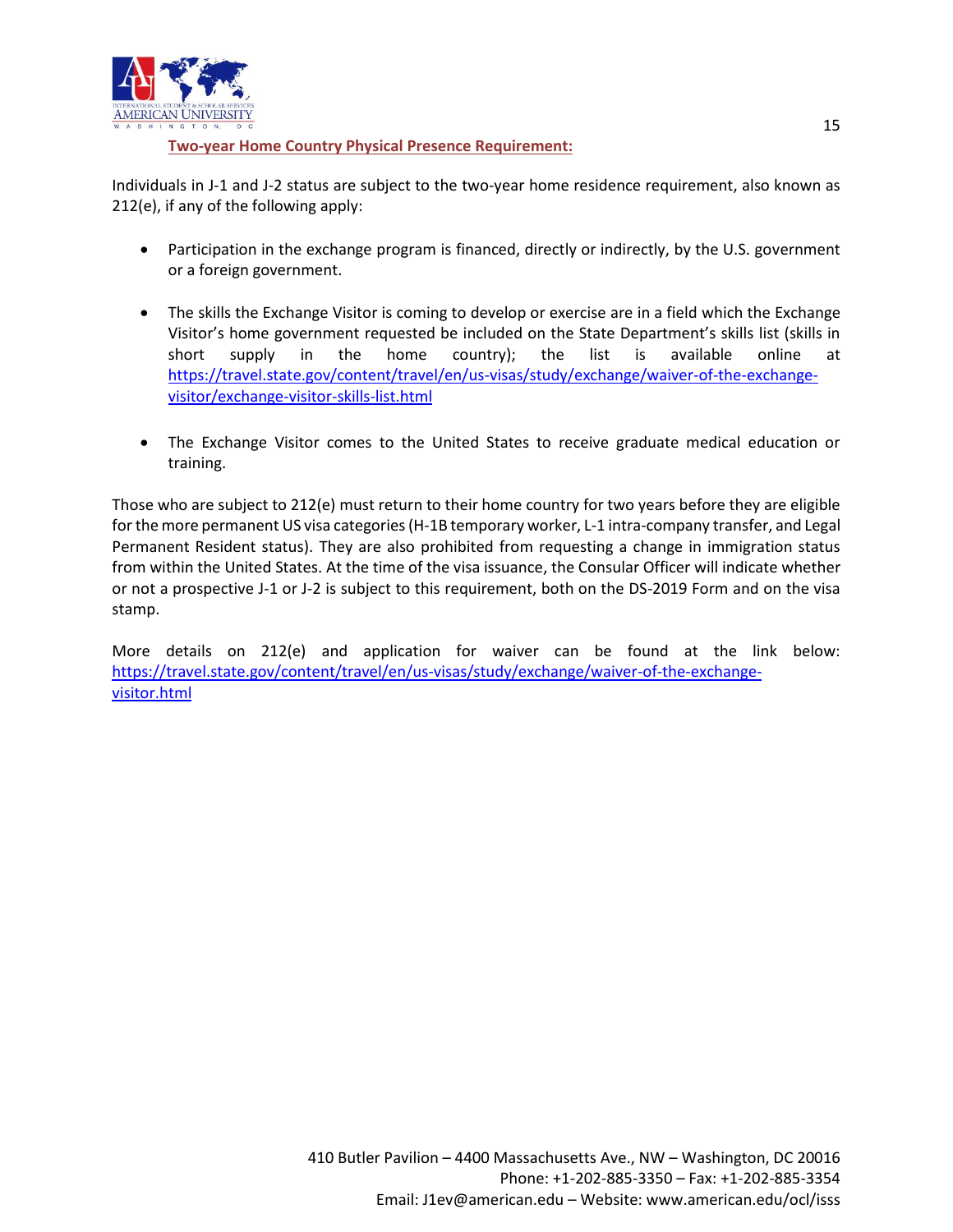## Two-year Home Country Physical Presence Requirement:

Individuals in J-1 and J-2 status are subject to the two-year home residence requirement, also known as 212(e), if any of the following apply:

- Participation in the exchange program is financed, directly or indirectly, by the U.S. government or a foreign government.
- The skills the Exchange Visitor is coming to develop or exercise are in a field which the Exchange Visitor's home government requested be included on the State Department's skills list (skills in short supply in the home country); the list is available online at https://travel.state.gov/content/travel/en/us-visas/study/exchange/waiver-of-the-exchange-visitor/exchange-visitor-skills-list.html
- The Exchange Visitor comes to the United States to receive graduate medical education or training.

Those who are subject to 212(e) must return to their home country for two years before they are eligible for the more permanent US visa categories (H-1B temporary worker, L-1 intra-company transfer, and Legal Permanent Resident status). They are also prohibited from requesting a change in immigration status from within the United States. At the time of the visa issuance, the Consular Officer will indicate whether or not a prospective J-1 or J-2 is subject to this requirement, both on the DS-2019 Form and on the visa stamp.

More details on 212(e) and application for waiver can be found at the link below: https://travel.state.gov/content/travel/en/us-visas/study/exchange/waiver-of-the-exchange-visitor.html